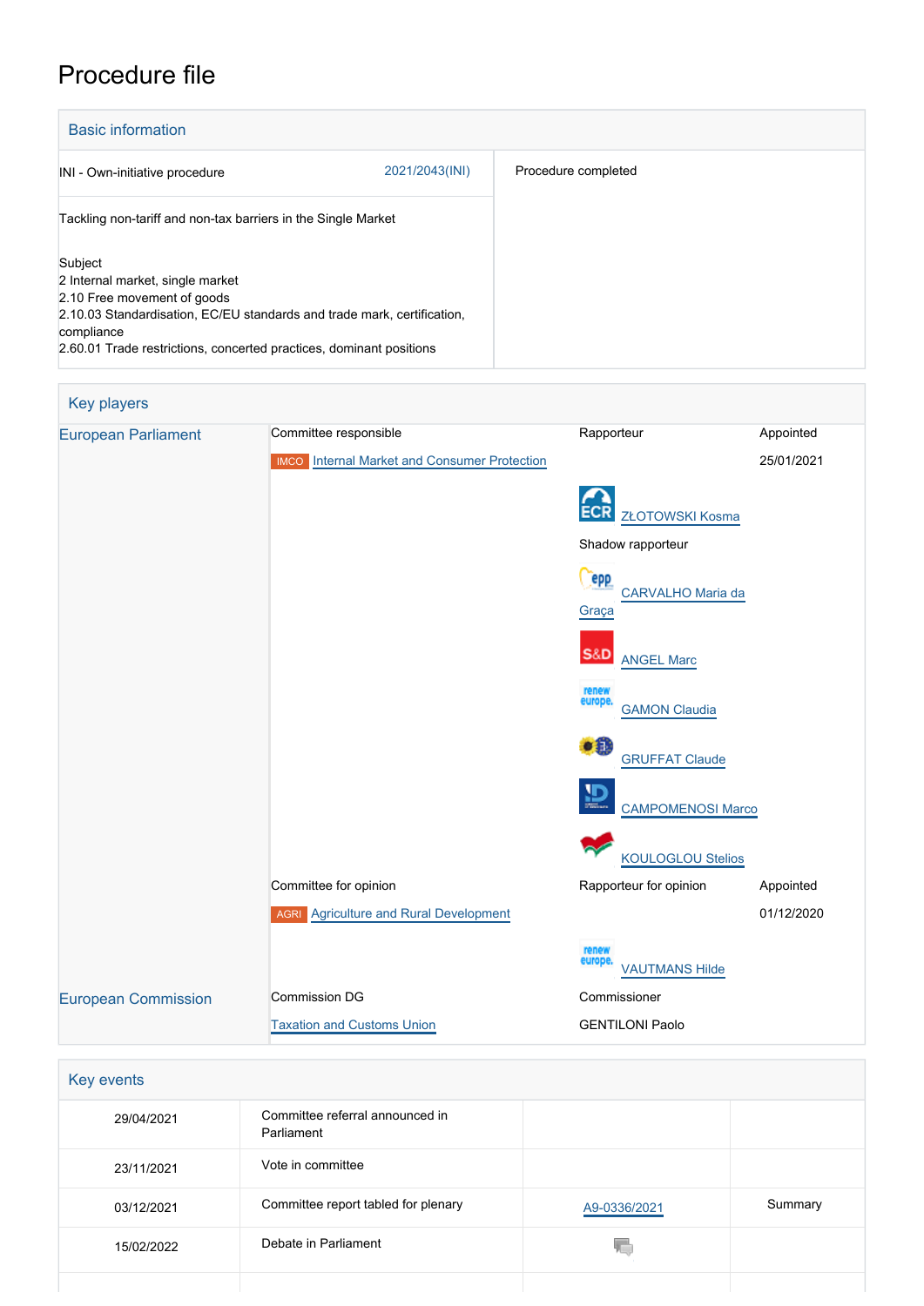# Procedure file

## Basic information

| | |
|---|---|
| INI - Own-initiative procedure 2021/2043(INI) | Procedure completed |
| Tackling non-tariff and non-tax barriers in the Single Market | |
| Subject<br>2 Internal market, single market<br>2.10 Free movement of goods<br>2.10.03 Standardisation, EC/EU standards and trade mark, certification, compliance<br>2.60.01 Trade restrictions, concerted practices, dominant positions | |

## Key players

| | | | |
|---|---|---|---|
| European Parliament | Committee responsible | Rapporteur | Appointed |
| | IMCO Internal Market and Consumer Protection | | 25/01/2021 |
| | | ECR ZŁOTOWSKI Kosma | |
| | | Shadow rapporteur | |
| | | EPP CARVALHO Maria da Graça | |
| | | S&D ANGEL Marc | |
| | | Renew Europe GAMON Claudia | |
| | | Greens/EFA GRUFFAT Claude | |
| | | ID CAMPOMENOSI Marco | |
| | | GUE/NGL KOULOGLOU Stelios | |
| | Committee for opinion | Rapporteur for opinion | Appointed |
| | AGRI Agriculture and Rural Development | | 01/12/2020 |
| | | Renew Europe VAUTMANS Hilde | |
| European Commission | Commission DG | Commissioner | |
| | Taxation and Customs Union | GENTILONI Paolo | |

## Key events

| | | | |
|---|---|---|---|
| 29/04/2021 | Committee referral announced in Parliament | | |
| 23/11/2021 | Vote in committee | | |
| 03/12/2021 | Committee report tabled for plenary | A9-0336/2021 | Summary |
| 15/02/2022 | Debate in Parliament | | |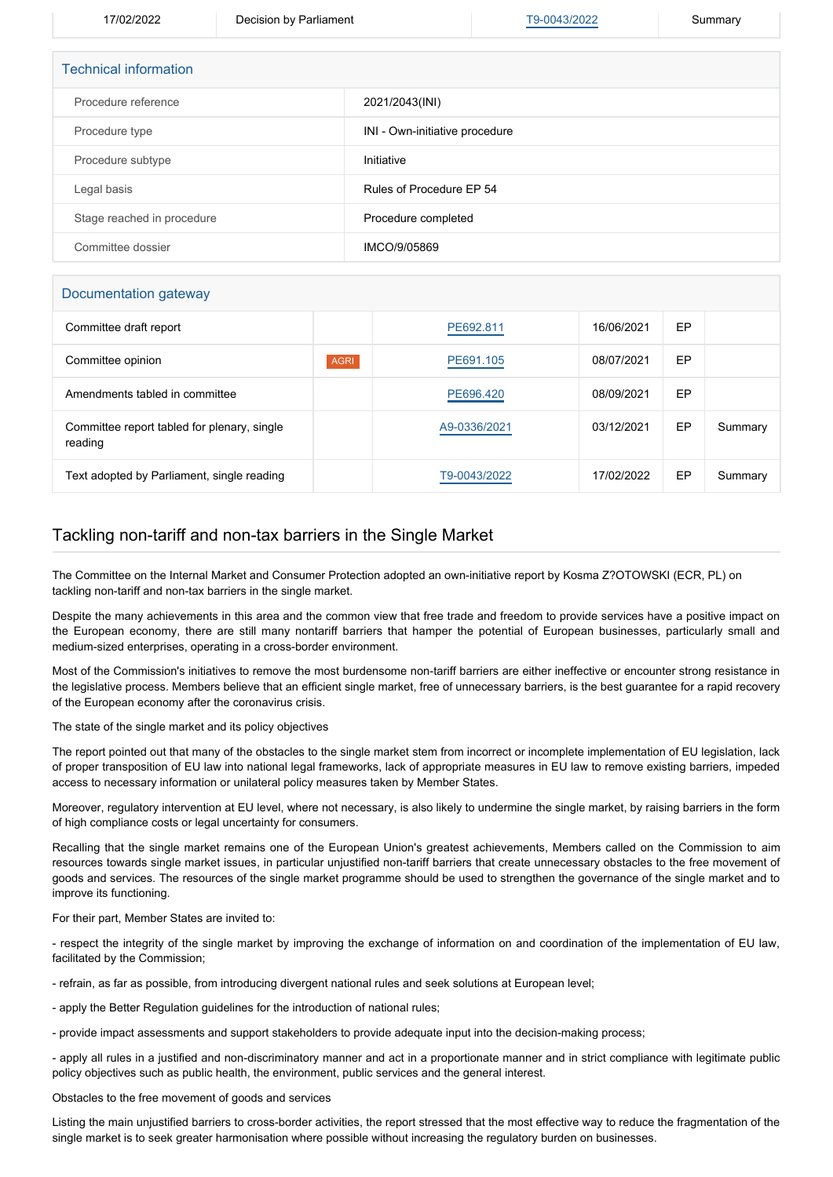| 17/02/2022 | Decision by Parliament | T9-0043/2022 | Summary |
|---|---|---|---|

## Technical information

| | |
|---|---|
| Procedure reference | 2021/2043(INI) |
| Procedure type | INI - Own-initiative procedure |
| Procedure subtype | Initiative |
| Legal basis | Rules of Procedure EP 54 |
| Stage reached in procedure | Procedure completed |
| Committee dossier | IMCO/9/05869 |

## Documentation gateway

| | | | | | |
|---|---|---|---|---|---|
| Committee draft report | | PE692.811 | 16/06/2021 | EP | |
| Committee opinion | AGRI | PE691.105 | 08/07/2021 | EP | |
| Amendments tabled in committee | | PE696.420 | 08/09/2021 | EP | |
| Committee report tabled for plenary, single reading | | A9-0336/2021 | 03/12/2021 | EP | Summary |
| Text adopted by Parliament, single reading | | T9-0043/2022 | 17/02/2022 | EP | Summary |

## Tackling non-tariff and non-tax barriers in the Single Market

The Committee on the Internal Market and Consumer Protection adopted an own-initiative report by Kosma Z?OTOWSKI (ECR, PL) on tackling non-tariff and non-tax barriers in the single market.

Despite the many achievements in this area and the common view that free trade and freedom to provide services have a positive impact on the European economy, there are still many nontariff barriers that hamper the potential of European businesses, particularly small and medium-sized enterprises, operating in a cross-border environment.

Most of the Commission's initiatives to remove the most burdensome non-tariff barriers are either ineffective or encounter strong resistance in the legislative process. Members believe that an efficient single market, free of unnecessary barriers, is the best guarantee for a rapid recovery of the European economy after the coronavirus crisis.

The state of the single market and its policy objectives

The report pointed out that many of the obstacles to the single market stem from incorrect or incomplete implementation of EU legislation, lack of proper transposition of EU law into national legal frameworks, lack of appropriate measures in EU law to remove existing barriers, impeded access to necessary information or unilateral policy measures taken by Member States.

Moreover, regulatory intervention at EU level, where not necessary, is also likely to undermine the single market, by raising barriers in the form of high compliance costs or legal uncertainty for consumers.

Recalling that the single market remains one of the European Union's greatest achievements, Members called on the Commission to aim resources towards single market issues, in particular unjustified non-tariff barriers that create unnecessary obstacles to the free movement of goods and services. The resources of the single market programme should be used to strengthen the governance of the single market and to improve its functioning.

For their part, Member States are invited to:

- respect the integrity of the single market by improving the exchange of information on and coordination of the implementation of EU law, facilitated by the Commission;

- refrain, as far as possible, from introducing divergent national rules and seek solutions at European level;

- apply the Better Regulation guidelines for the introduction of national rules;

- provide impact assessments and support stakeholders to provide adequate input into the decision-making process;

- apply all rules in a justified and non-discriminatory manner and act in a proportionate manner and in strict compliance with legitimate public policy objectives such as public health, the environment, public services and the general interest.

Obstacles to the free movement of goods and services

Listing the main unjustified barriers to cross-border activities, the report stressed that the most effective way to reduce the fragmentation of the single market is to seek greater harmonisation where possible without increasing the regulatory burden on businesses.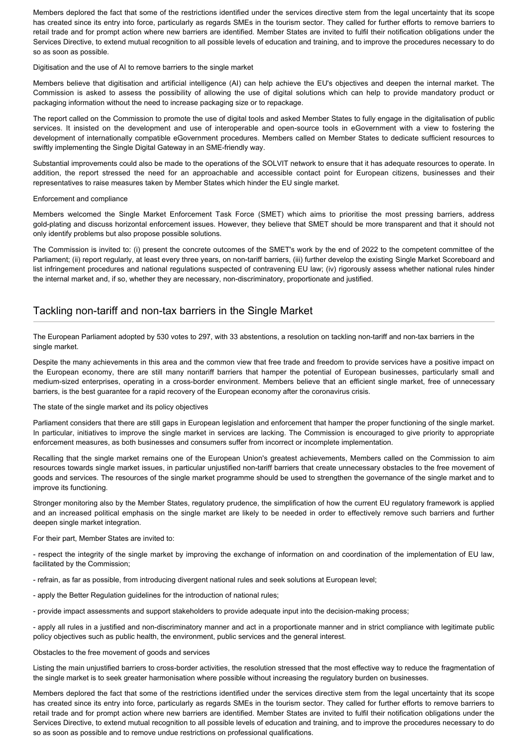Members deplored the fact that some of the restrictions identified under the services directive stem from the legal uncertainty that its scope has created since its entry into force, particularly as regards SMEs in the tourism sector. They called for further efforts to remove barriers to retail trade and for prompt action where new barriers are identified. Member States are invited to fulfil their notification obligations under the Services Directive, to extend mutual recognition to all possible levels of education and training, and to improve the procedures necessary to do so as soon as possible.

Digitisation and the use of AI to remove barriers to the single market

Members believe that digitisation and artificial intelligence (AI) can help achieve the EU's objectives and deepen the internal market. The Commission is asked to assess the possibility of allowing the use of digital solutions which can help to provide mandatory product or packaging information without the need to increase packaging size or to repackage.

The report called on the Commission to promote the use of digital tools and asked Member States to fully engage in the digitalisation of public services. It insisted on the development and use of interoperable and open-source tools in eGovernment with a view to fostering the development of internationally compatible eGovernment procedures. Members called on Member States to dedicate sufficient resources to swiftly implementing the Single Digital Gateway in an SME-friendly way.

Substantial improvements could also be made to the operations of the SOLVIT network to ensure that it has adequate resources to operate. In addition, the report stressed the need for an approachable and accessible contact point for European citizens, businesses and their representatives to raise measures taken by Member States which hinder the EU single market.

Enforcement and compliance

Members welcomed the Single Market Enforcement Task Force (SMET) which aims to prioritise the most pressing barriers, address gold-plating and discuss horizontal enforcement issues. However, they believe that SMET should be more transparent and that it should not only identify problems but also propose possible solutions.

The Commission is invited to: (i) present the concrete outcomes of the SMET's work by the end of 2022 to the competent committee of the Parliament; (ii) report regularly, at least every three years, on non-tariff barriers, (iii) further develop the existing Single Market Scoreboard and list infringement procedures and national regulations suspected of contravening EU law; (iv) rigorously assess whether national rules hinder the internal market and, if so, whether they are necessary, non-discriminatory, proportionate and justified.

## Tackling non-tariff and non-tax barriers in the Single Market

The European Parliament adopted by 530 votes to 297, with 33 abstentions, a resolution on tackling non-tariff and non-tax barriers in the single market.

Despite the many achievements in this area and the common view that free trade and freedom to provide services have a positive impact on the European economy, there are still many nontariff barriers that hamper the potential of European businesses, particularly small and medium-sized enterprises, operating in a cross-border environment. Members believe that an efficient single market, free of unnecessary barriers, is the best guarantee for a rapid recovery of the European economy after the coronavirus crisis.

The state of the single market and its policy objectives

Parliament considers that there are still gaps in European legislation and enforcement that hamper the proper functioning of the single market. In particular, initiatives to improve the single market in services are lacking. The Commission is encouraged to give priority to appropriate enforcement measures, as both businesses and consumers suffer from incorrect or incomplete implementation.

Recalling that the single market remains one of the European Union's greatest achievements, Members called on the Commission to aim resources towards single market issues, in particular unjustified non-tariff barriers that create unnecessary obstacles to the free movement of goods and services. The resources of the single market programme should be used to strengthen the governance of the single market and to improve its functioning.

Stronger monitoring also by the Member States, regulatory prudence, the simplification of how the current EU regulatory framework is applied and an increased political emphasis on the single market are likely to be needed in order to effectively remove such barriers and further deepen single market integration.

For their part, Member States are invited to:

- respect the integrity of the single market by improving the exchange of information on and coordination of the implementation of EU law, facilitated by the Commission;
- refrain, as far as possible, from introducing divergent national rules and seek solutions at European level;
- apply the Better Regulation guidelines for the introduction of national rules;
- provide impact assessments and support stakeholders to provide adequate input into the decision-making process;
- apply all rules in a justified and non-discriminatory manner and act in a proportionate manner and in strict compliance with legitimate public policy objectives such as public health, the environment, public services and the general interest.

Obstacles to the free movement of goods and services

Listing the main unjustified barriers to cross-border activities, the resolution stressed that the most effective way to reduce the fragmentation of the single market is to seek greater harmonisation where possible without increasing the regulatory burden on businesses.

Members deplored the fact that some of the restrictions identified under the services directive stem from the legal uncertainty that its scope has created since its entry into force, particularly as regards SMEs in the tourism sector. They called for further efforts to remove barriers to retail trade and for prompt action where new barriers are identified. Member States are invited to fulfil their notification obligations under the Services Directive, to extend mutual recognition to all possible levels of education and training, and to improve the procedures necessary to do so as soon as possible and to remove undue restrictions on professional qualifications.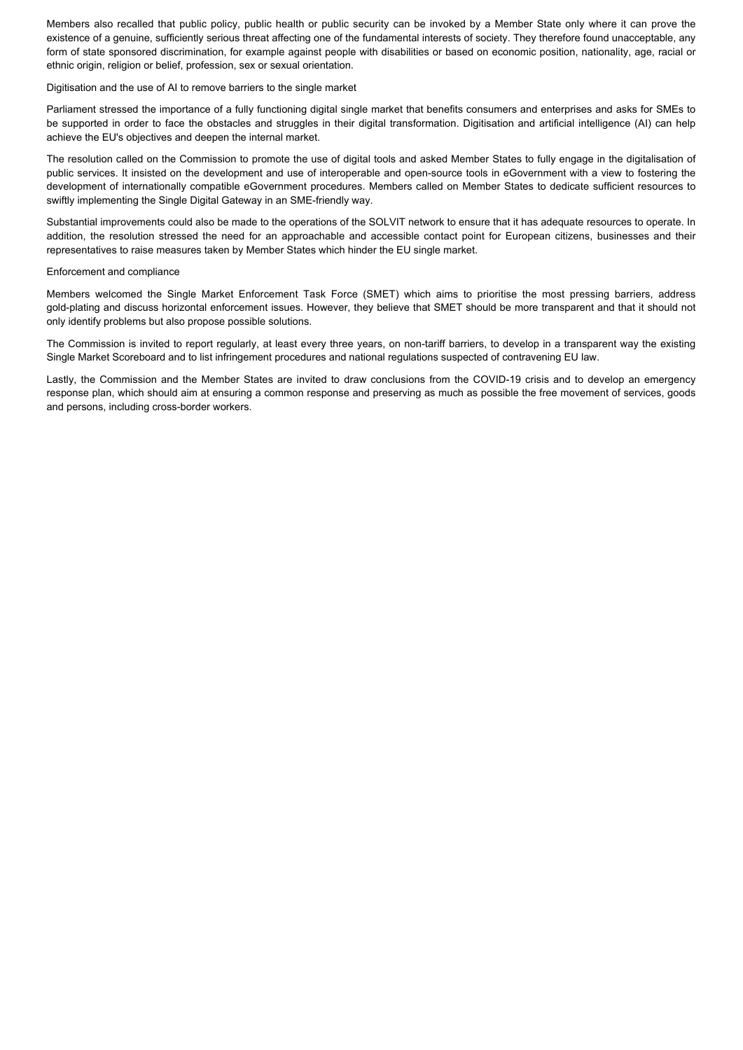Members also recalled that public policy, public health or public security can be invoked by a Member State only where it can prove the existence of a genuine, sufficiently serious threat affecting one of the fundamental interests of society. They therefore found unacceptable, any form of state sponsored discrimination, for example against people with disabilities or based on economic position, nationality, age, racial or ethnic origin, religion or belief, profession, sex or sexual orientation.

## Digitisation and the use of AI to remove barriers to the single market

Parliament stressed the importance of a fully functioning digital single market that benefits consumers and enterprises and asks for SMEs to be supported in order to face the obstacles and struggles in their digital transformation. Digitisation and artificial intelligence (AI) can help achieve the EU's objectives and deepen the internal market.

The resolution called on the Commission to promote the use of digital tools and asked Member States to fully engage in the digitalisation of public services. It insisted on the development and use of interoperable and open-source tools in eGovernment with a view to fostering the development of internationally compatible eGovernment procedures. Members called on Member States to dedicate sufficient resources to swiftly implementing the Single Digital Gateway in an SME-friendly way.

Substantial improvements could also be made to the operations of the SOLVIT network to ensure that it has adequate resources to operate. In addition, the resolution stressed the need for an approachable and accessible contact point for European citizens, businesses and their representatives to raise measures taken by Member States which hinder the EU single market.

## Enforcement and compliance

Members welcomed the Single Market Enforcement Task Force (SMET) which aims to prioritise the most pressing barriers, address gold-plating and discuss horizontal enforcement issues. However, they believe that SMET should be more transparent and that it should not only identify problems but also propose possible solutions.

The Commission is invited to report regularly, at least every three years, on non-tariff barriers, to develop in a transparent way the existing Single Market Scoreboard and to list infringement procedures and national regulations suspected of contravening EU law.

Lastly, the Commission and the Member States are invited to draw conclusions from the COVID-19 crisis and to develop an emergency response plan, which should aim at ensuring a common response and preserving as much as possible the free movement of services, goods and persons, including cross-border workers.